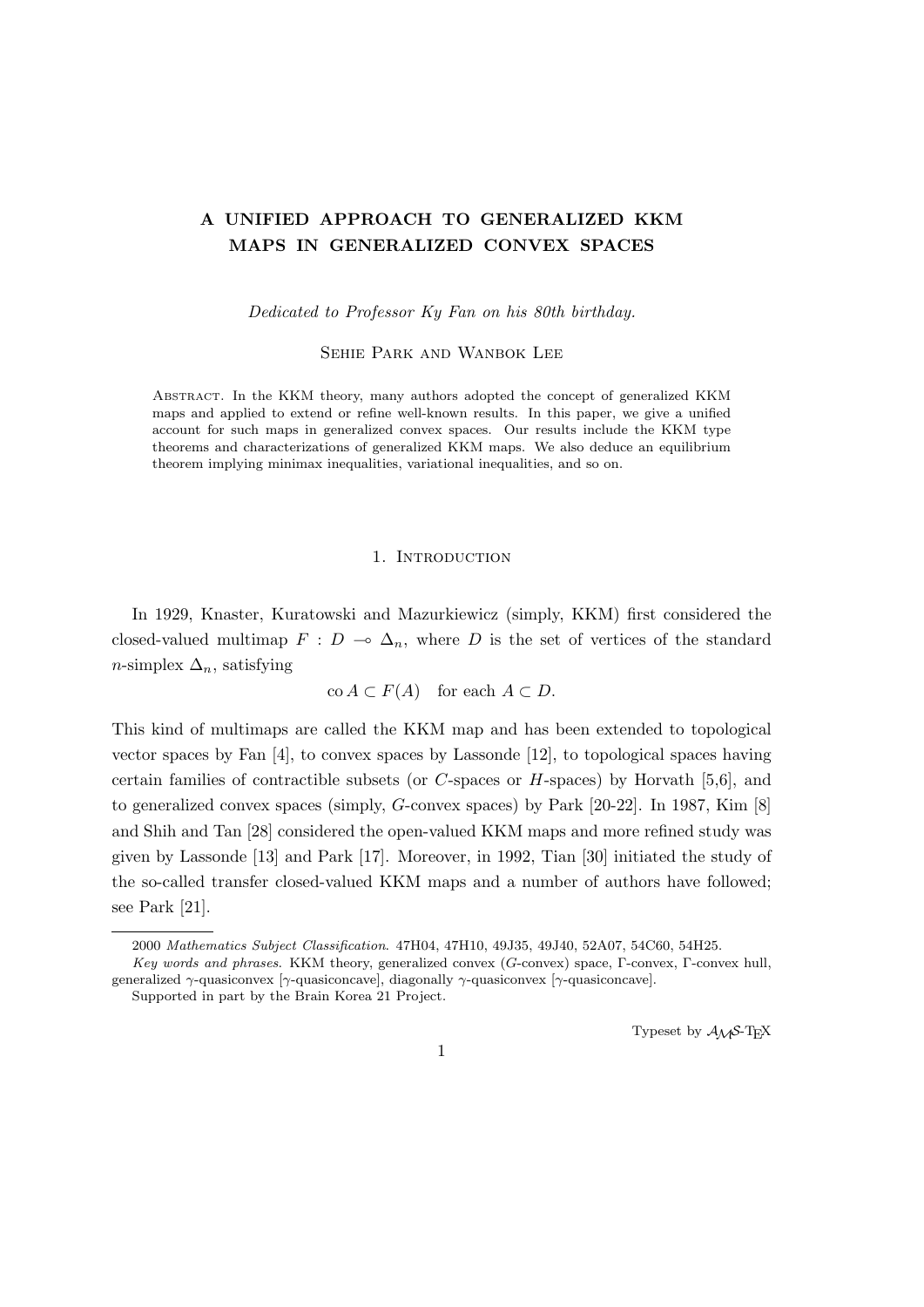# A UNIFIED APPROACH TO GENERALIZED KKM MAPS IN GENERALIZED CONVEX SPACES

*Dedicated to Professor Ky Fan on his 80th birthday.*

Sehie Park and Wanbok Lee

Abstract. In the KKM theory, many authors adopted the concept of generalized KKM maps and applied to extend or refine well-known results. In this paper, we give a unified account for such maps in generalized convex spaces. Our results include the KKM type theorems and characterizations of generalized KKM maps. We also deduce an equilibrium theorem implying minimax inequalities, variational inequalities, and so on.

## 1. Introduction

In 1929, Knaster, Kuratowski and Mazurkiewicz (simply, KKM) first considered the closed-valued multimap $F : D \multimap \Delta_n$, where $D$ is the set of vertices of the standard $n$-simplex $\Delta_n$, satisfying

$$\operatorname{co} A \subset F(A) \quad \text{for each } A \subset D.$$

This kind of multimaps are called the KKM map and has been extended to topological vector spaces by Fan [4], to convex spaces by Lassonde [12], to topological spaces having certain families of contractible subsets (or $C$-spaces or $H$-spaces) by Horvath [5,6], and to generalized convex spaces (simply, $G$-convex spaces) by Park [20-22]. In 1987, Kim [8] and Shih and Tan [28] considered the open-valued KKM maps and more refined study was given by Lassonde [13] and Park [17]. Moreover, in 1992, Tian [30] initiated the study of the so-called transfer closed-valued KKM maps and a number of authors have followed; see Park [21].

2000 *Mathematics Subject Classification*. 47H04, 47H10, 49J35, 49J40, 52A07, 54C60, 54H25.

*Key words and phrases.* KKM theory, generalized convex ($G$-convex) space, $\Gamma$-convex, $\Gamma$-convex hull, generalized $\gamma$-quasiconvex [$\gamma$-quasiconcave], diagonally $\gamma$-quasiconvex [$\gamma$-quasiconcave].

Supported in part by the Brain Korea 21 Project.

Typeset by $\mathcal{A}\mathcal{M}\mathcal{S}$-TEX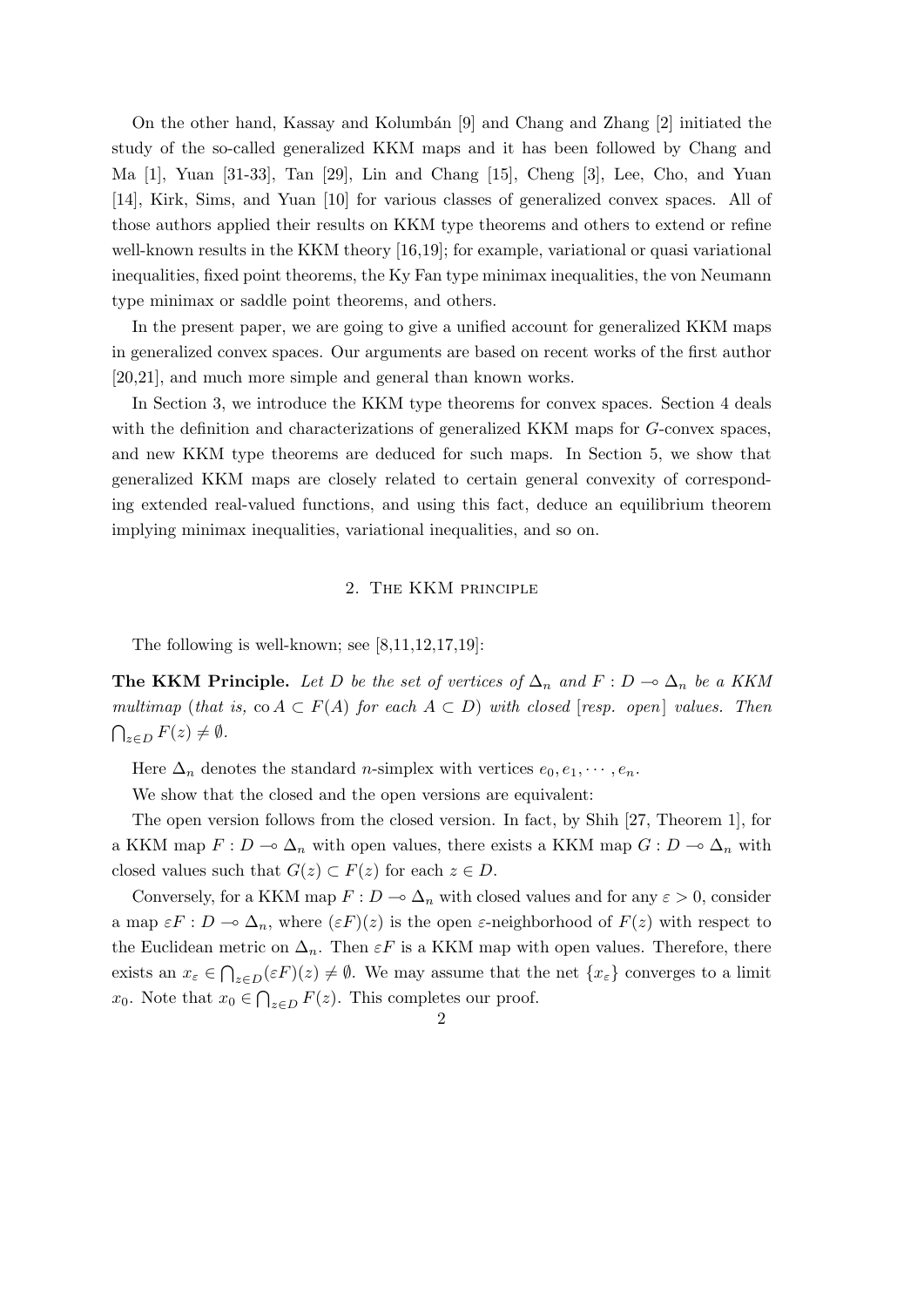On the other hand, Kassay and Kolumbán [9] and Chang and Zhang [2] initiated the study of the so-called generalized KKM maps and it has been followed by Chang and Ma [1], Yuan [31-33], Tan [29], Lin and Chang [15], Cheng [3], Lee, Cho, and Yuan [14], Kirk, Sims, and Yuan [10] for various classes of generalized convex spaces. All of those authors applied their results on KKM type theorems and others to extend or refine well-known results in the KKM theory [16,19]; for example, variational or quasi variational inequalities, fixed point theorems, the Ky Fan type minimax inequalities, the von Neumann type minimax or saddle point theorems, and others.

In the present paper, we are going to give a unified account for generalized KKM maps in generalized convex spaces. Our arguments are based on recent works of the first author [20,21], and much more simple and general than known works.

In Section 3, we introduce the KKM type theorems for convex spaces. Section 4 deals with the definition and characterizations of generalized KKM maps for $G$-convex spaces, and new KKM type theorems are deduced for such maps. In Section 5, we show that generalized KKM maps are closely related to certain general convexity of corresponding extended real-valued functions, and using this fact, deduce an equilibrium theorem implying minimax inequalities, variational inequalities, and so on.

## 2. The KKM principle

The following is well-known; see [8,11,12,17,19]:

**The KKM Principle.** *Let $D$ be the set of vertices of $\Delta_n$ and $F : D \multimap \Delta_n$ be a KKM multimap* (*that is,* $\operatorname{co} A \subset F(A)$ *for each* $A \subset D$) *with closed* [*resp. open*] *values. Then* $\bigcap_{z \in D} F(z) \neq \emptyset$.

Here $\Delta_n$ denotes the standard $n$-simplex with vertices $e_0, e_1, \cdots, e_n$.

We show that the closed and the open versions are equivalent:

The open version follows from the closed version. In fact, by Shih [27, Theorem 1], for a KKM map $F : D \multimap \Delta_n$ with open values, there exists a KKM map $G : D \multimap \Delta_n$ with closed values such that $G(z) \subset F(z)$ for each $z \in D$.

Conversely, for a KKM map $F : D \multimap \Delta_n$ with closed values and for any $\varepsilon > 0$, consider a map $\varepsilon F : D \multimap \Delta_n$, where $(\varepsilon F)(z)$ is the open $\varepsilon$-neighborhood of $F(z)$ with respect to the Euclidean metric on $\Delta_n$. Then $\varepsilon F$ is a KKM map with open values. Therefore, there exists an $x_\varepsilon \in \bigcap_{z \in D} (\varepsilon F)(z) \neq \emptyset$. We may assume that the net $\{x_\varepsilon\}$ converges to a limit $x_0$. Note that $x_0 \in \bigcap_{z \in D} F(z)$. This completes our proof.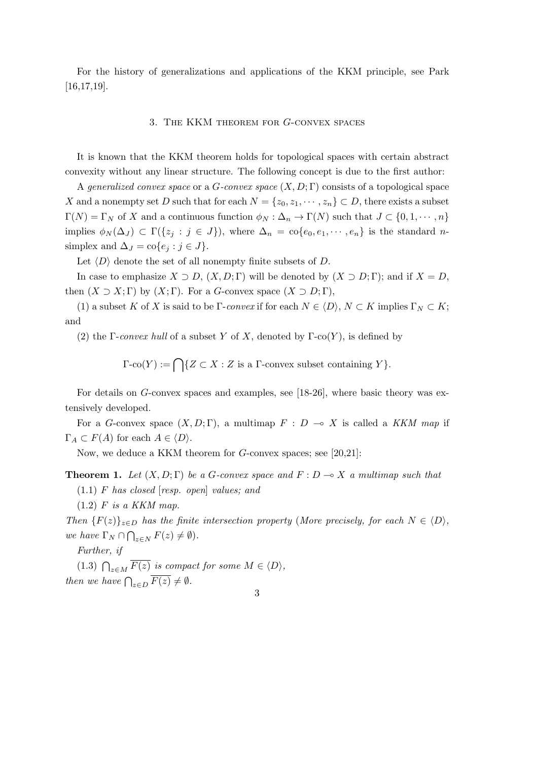For the history of generalizations and applications of the KKM principle, see Park [16,17,19].

## 3. The KKM theorem for $G$-convex spaces

It is known that the KKM theorem holds for topological spaces with certain abstract convexity without any linear structure. The following concept is due to the first author:

A *generalized convex space* or a *$G$-convex space* $(X, D; \Gamma)$ consists of a topological space $X$ and a nonempty set $D$ such that for each $N = \{z_0, z_1, \cdots, z_n\} \subset D$, there exists a subset $\Gamma(N) = \Gamma_N$ of $X$ and a continuous function $\phi_N : \Delta_n \to \Gamma(N)$ such that $J \subset \{0, 1, \cdots, n\}$ implies $\phi_N(\Delta_J) \subset \Gamma(\{z_j : j \in J\})$, where $\Delta_n = \mathrm{co}\{e_0, e_1, \cdots, e_n\}$ is the standard $n$-simplex and $\Delta_J = \mathrm{co}\{e_j : j \in J\}$.

Let $\langle D \rangle$ denote the set of all nonempty finite subsets of $D$.

In case to emphasize $X \supset D$, $(X, D; \Gamma)$ will be denoted by $(X \supset D; \Gamma)$; and if $X = D$, then $(X \supset X; \Gamma)$ by $(X; \Gamma)$. For a $G$-convex space $(X \supset D; \Gamma)$,

(1) a subset $K$ of $X$ is said to be $\Gamma$-*convex* if for each $N \in \langle D \rangle$, $N \subset K$ implies $\Gamma_N \subset K$; and

(2) the $\Gamma$-*convex hull* of a subset $Y$ of $X$, denoted by $\Gamma\text{-co}(Y)$, is defined by

$$\Gamma\text{-co}(Y) := \bigcap \{Z \subset X : Z \text{ is a } \Gamma\text{-convex subset containing } Y\}.$$

For details on $G$-convex spaces and examples, see [18-26], where basic theory was extensively developed.

For a $G$-convex space $(X, D; \Gamma)$, a multimap $F : D \multimap X$ is called a *KKM map* if $\Gamma_A \subset F(A)$ for each $A \in \langle D \rangle$.

Now, we deduce a KKM theorem for $G$-convex spaces; see [20,21]:

**Theorem 1.** *Let $(X, D; \Gamma)$ be a $G$-convex space and $F : D \multimap X$ a multimap such that*

*(1.1) $F$ has closed [resp. open] values; and*

*(1.2) $F$ is a KKM map.*

*Then $\{F(z)\}_{z \in D}$ has the finite intersection property (More precisely, for each $N \in \langle D \rangle$, we have $\Gamma_N \cap \bigcap_{z \in N} F(z) \neq \emptyset$).*

*Further, if*

*(1.3) $\bigcap_{z \in M} \overline{F(z)}$ is compact for some $M \in \langle D \rangle$,*

*then we have $\bigcap_{z \in D} \overline{F(z)} \neq \emptyset$.*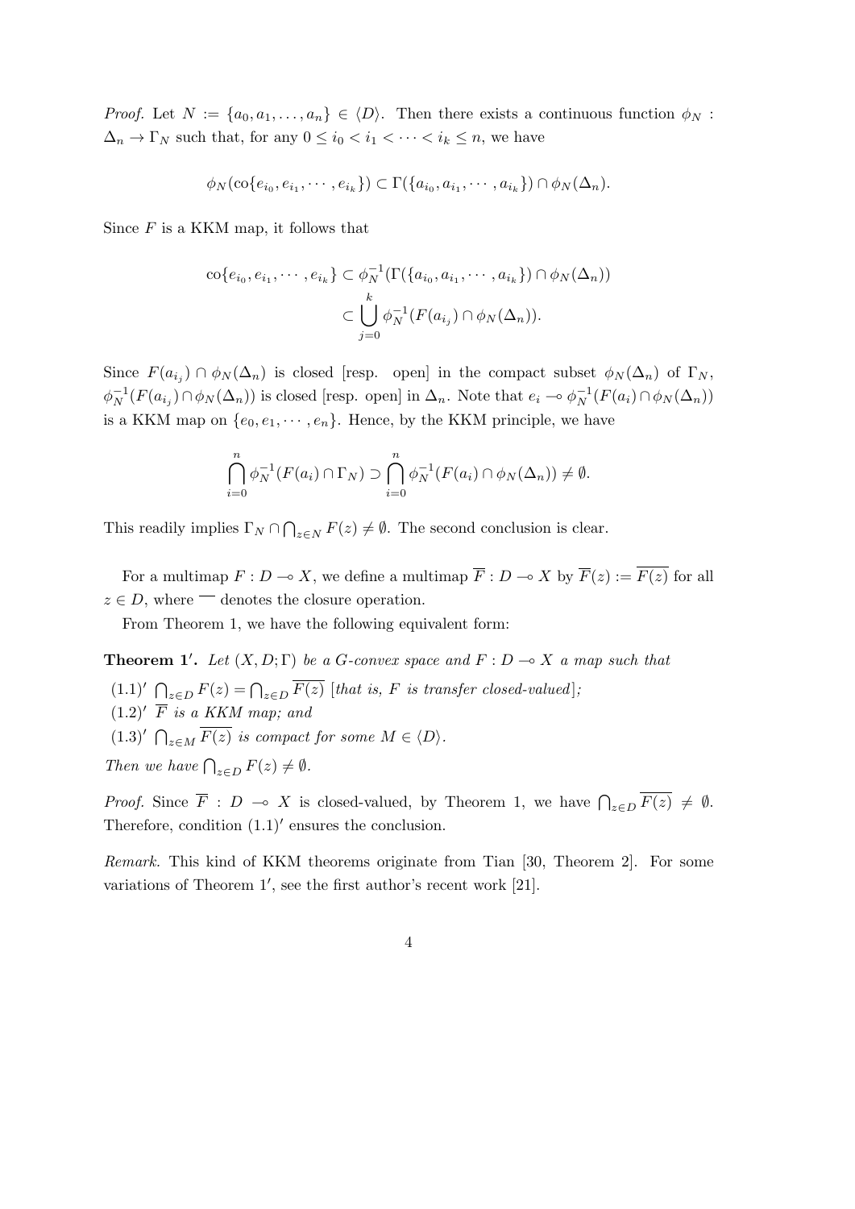*Proof.* Let $N := \{a_0, a_1, \ldots, a_n\} \in \langle D \rangle$. Then there exists a continuous function $\phi_N : \Delta_n \to \Gamma_N$ such that, for any $0 \le i_0 < i_1 < \cdots < i_k \le n$, we have

$$\phi_N(\mathrm{co}\{e_{i_0}, e_{i_1}, \cdots, e_{i_k}\}) \subset \Gamma(\{a_{i_0}, a_{i_1}, \cdots, a_{i_k}\}) \cap \phi_N(\Delta_n).$$

Since $F$ is a KKM map, it follows that

$$\begin{aligned} \mathrm{co}\{e_{i_0}, e_{i_1}, \cdots, e_{i_k}\} &\subset \phi_N^{-1}(\Gamma(\{a_{i_0}, a_{i_1}, \cdots, a_{i_k}\}) \cap \phi_N(\Delta_n)) \\ &\subset \bigcup_{j=0}^{k} \phi_N^{-1}(F(a_{i_j}) \cap \phi_N(\Delta_n)). \end{aligned}$$

Since $F(a_{i_j}) \cap \phi_N(\Delta_n)$ is closed [resp. open] in the compact subset $\phi_N(\Delta_n)$ of $\Gamma_N$, $\phi_N^{-1}(F(a_{i_j}) \cap \phi_N(\Delta_n))$ is closed [resp. open] in $\Delta_n$. Note that $e_i \multimap \phi_N^{-1}(F(a_i) \cap \phi_N(\Delta_n))$ is a KKM map on $\{e_0, e_1, \cdots, e_n\}$. Hence, by the KKM principle, we have

$$\bigcap_{i=0}^{n} \phi_N^{-1}(F(a_i) \cap \Gamma_N) \supset \bigcap_{i=0}^{n} \phi_N^{-1}(F(a_i) \cap \phi_N(\Delta_n)) \neq \emptyset.$$

This readily implies $\Gamma_N \cap \bigcap_{z \in N} F(z) \neq \emptyset$. The second conclusion is clear.

For a multimap $F : D \multimap X$, we define a multimap $\overline{F} : D \multimap X$ by $\overline{F}(z) := \overline{F(z)}$ for all $z \in D$, where $\overline{\phantom{x}}$ denotes the closure operation.

From Theorem 1, we have the following equivalent form:

**Theorem 1′.** *Let $(X, D; \Gamma)$ be a G-convex space and $F : D \multimap X$ a map such that*

$(1.1)'$ $\bigcap_{z \in D} F(z) = \bigcap_{z \in D} \overline{F(z)}$ *[that is, $F$ is transfer closed-valued];*

$(1.2)'$ $\overline{F}$ *is a KKM map; and*

$(1.3)'$ $\bigcap_{z \in M} \overline{F(z)}$ *is compact for some $M \in \langle D \rangle$.*

*Then we have $\bigcap_{z \in D} F(z) \neq \emptyset$.*

*Proof.* Since $\overline{F} : D \multimap X$ is closed-valued, by Theorem 1, we have $\bigcap_{z \in D} \overline{F(z)} \neq \emptyset$. Therefore, condition $(1.1)'$ ensures the conclusion.

*Remark.* This kind of KKM theorems originate from Tian [30, Theorem 2]. For some variations of Theorem 1′, see the first author's recent work [21].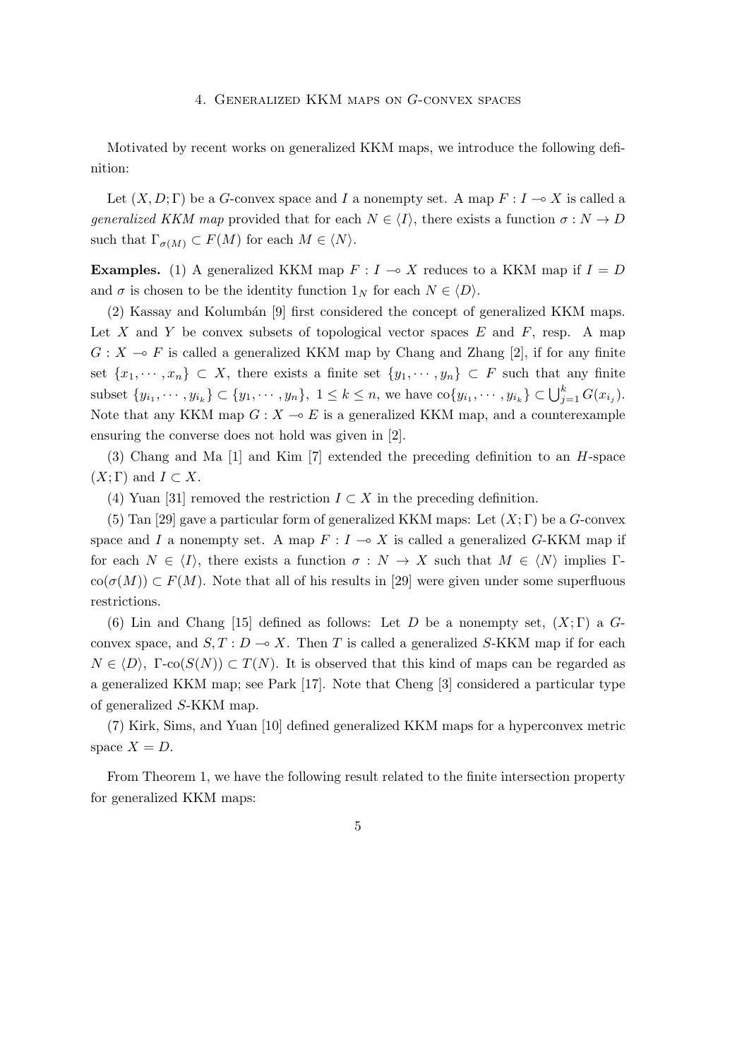## 4. Generalized KKM maps on $G$-convex spaces

Motivated by recent works on generalized KKM maps, we introduce the following definition:

Let $(X, D; \Gamma)$ be a $G$-convex space and $I$ a nonempty set. A map $F : I \multimap X$ is called a *generalized KKM map* provided that for each $N \in \langle I \rangle$, there exists a function $\sigma : N \to D$ such that $\Gamma_{\sigma(M)} \subset F(M)$ for each $M \in \langle N \rangle$.

**Examples.** (1) A generalized KKM map $F : I \multimap X$ reduces to a KKM map if $I = D$ and $\sigma$ is chosen to be the identity function $1_N$ for each $N \in \langle D \rangle$.

(2) Kassay and Kolumbán [9] first considered the concept of generalized KKM maps. Let $X$ and $Y$ be convex subsets of topological vector spaces $E$ and $F$, resp. A map $G : X \multimap F$ is called a generalized KKM map by Chang and Zhang [2], if for any finite set $\{x_1, \cdots, x_n\} \subset X$, there exists a finite set $\{y_1, \cdots, y_n\} \subset F$ such that any finite subset $\{y_{i_1}, \cdots, y_{i_k}\} \subset \{y_1, \cdots, y_n\}$, $1 \leq k \leq n$, we have $\mathrm{co}\{y_{i_1}, \cdots, y_{i_k}\} \subset \bigcup_{j=1}^{k} G(x_{i_j})$. Note that any KKM map $G : X \multimap E$ is a generalized KKM map, and a counterexample ensuring the converse does not hold was given in [2].

(3) Chang and Ma [1] and Kim [7] extended the preceding definition to an $H$-space $(X; \Gamma)$ and $I \subset X$.

(4) Yuan [31] removed the restriction $I \subset X$ in the preceding definition.

(5) Tan [29] gave a particular form of generalized KKM maps: Let $(X; \Gamma)$ be a $G$-convex space and $I$ a nonempty set. A map $F : I \multimap X$ is called a generalized $G$-KKM map if for each $N \in \langle I \rangle$, there exists a function $\sigma : N \to X$ such that $M \in \langle N \rangle$ implies $\Gamma$-$\mathrm{co}(\sigma(M)) \subset F(M)$. Note that all of his results in [29] were given under some superfluous restrictions.

(6) Lin and Chang [15] defined as follows: Let $D$ be a nonempty set, $(X; \Gamma)$ a $G$-convex space, and $S, T : D \multimap X$. Then $T$ is called a generalized $S$-KKM map if for each $N \in \langle D \rangle$, $\Gamma$-$\mathrm{co}(S(N)) \subset T(N)$. It is observed that this kind of maps can be regarded as a generalized KKM map; see Park [17]. Note that Cheng [3] considered a particular type of generalized $S$-KKM map.

(7) Kirk, Sims, and Yuan [10] defined generalized KKM maps for a hyperconvex metric space $X = D$.

From Theorem 1, we have the following result related to the finite intersection property for generalized KKM maps: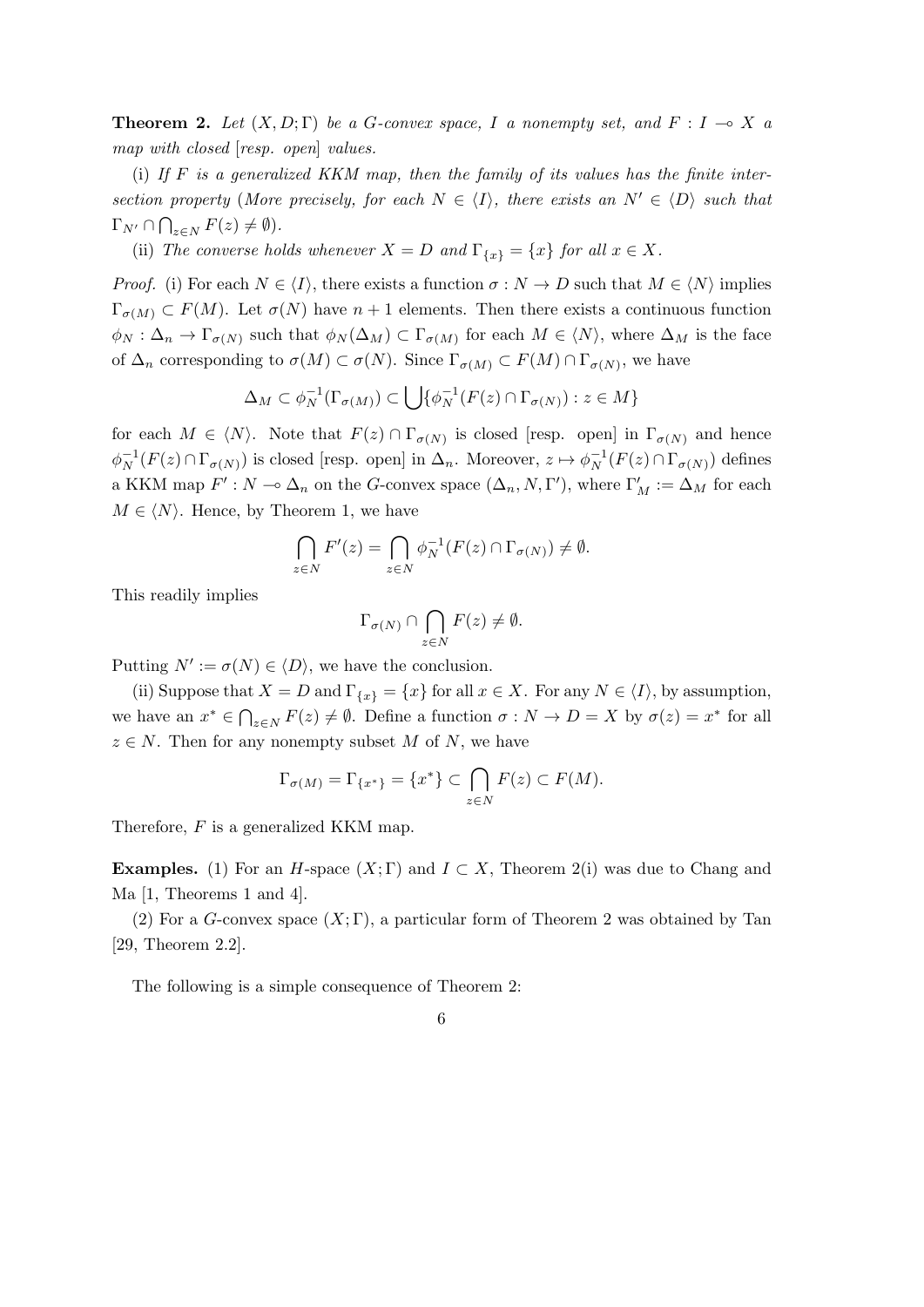**Theorem 2.** *Let $(X, D; \Gamma)$ be a G-convex space, $I$ a nonempty set, and $F : I \multimap X$ a map with closed* [*resp. open*] *values.*

(i) *If $F$ is a generalized KKM map, then the family of its values has the finite intersection property* (*More precisely, for each $N \in \langle I \rangle$, there exists an $N' \in \langle D \rangle$ such that $\Gamma_{N'} \cap \bigcap_{z \in N} F(z) \neq \emptyset$*).

(ii) *The converse holds whenever $X = D$ and $\Gamma_{\{x\}} = \{x\}$ for all $x \in X$.*

*Proof.* (i) For each $N \in \langle I \rangle$, there exists a function $\sigma : N \to D$ such that $M \in \langle N \rangle$ implies $\Gamma_{\sigma(M)} \subset F(M)$. Let $\sigma(N)$ have $n+1$ elements. Then there exists a continuous function $\phi_N : \Delta_n \to \Gamma_{\sigma(N)}$ such that $\phi_N(\Delta_M) \subset \Gamma_{\sigma(M)}$ for each $M \in \langle N \rangle$, where $\Delta_M$ is the face of $\Delta_n$ corresponding to $\sigma(M) \subset \sigma(N)$. Since $\Gamma_{\sigma(M)} \subset F(M) \cap \Gamma_{\sigma(N)}$, we have

$$\Delta_M \subset \phi_N^{-1}(\Gamma_{\sigma(M)}) \subset \bigcup \{\phi_N^{-1}(F(z) \cap \Gamma_{\sigma(N)}) : z \in M\}$$

for each $M \in \langle N \rangle$. Note that $F(z) \cap \Gamma_{\sigma(N)}$ is closed [resp. open] in $\Gamma_{\sigma(N)}$ and hence $\phi_N^{-1}(F(z) \cap \Gamma_{\sigma(N)})$ is closed [resp. open] in $\Delta_n$. Moreover, $z \mapsto \phi_N^{-1}(F(z) \cap \Gamma_{\sigma(N)})$ defines a KKM map $F' : N \multimap \Delta_n$ on the $G$-convex space $(\Delta_n, N, \Gamma')$, where $\Gamma'_M := \Delta_M$ for each $M \in \langle N \rangle$. Hence, by Theorem 1, we have

$$\bigcap_{z \in N} F'(z) = \bigcap_{z \in N} \phi_N^{-1}(F(z) \cap \Gamma_{\sigma(N)}) \neq \emptyset.$$

This readily implies

$$\Gamma_{\sigma(N)} \cap \bigcap_{z \in N} F(z) \neq \emptyset.$$

Putting $N' := \sigma(N) \in \langle D \rangle$, we have the conclusion.

(ii) Suppose that $X = D$ and $\Gamma_{\{x\}} = \{x\}$ for all $x \in X$. For any $N \in \langle I \rangle$, by assumption, we have an $x^* \in \bigcap_{z \in N} F(z) \neq \emptyset$. Define a function $\sigma : N \to D = X$ by $\sigma(z) = x^*$ for all $z \in N$. Then for any nonempty subset $M$ of $N$, we have

$$\Gamma_{\sigma(M)} = \Gamma_{\{x^*\}} = \{x^*\} \subset \bigcap_{z \in N} F(z) \subset F(M).$$

Therefore, $F$ is a generalized KKM map.

**Examples.** (1) For an $H$-space $(X; \Gamma)$ and $I \subset X$, Theorem 2(i) was due to Chang and Ma [1, Theorems 1 and 4].

(2) For a $G$-convex space $(X; \Gamma)$, a particular form of Theorem 2 was obtained by Tan [29, Theorem 2.2].

The following is a simple consequence of Theorem 2: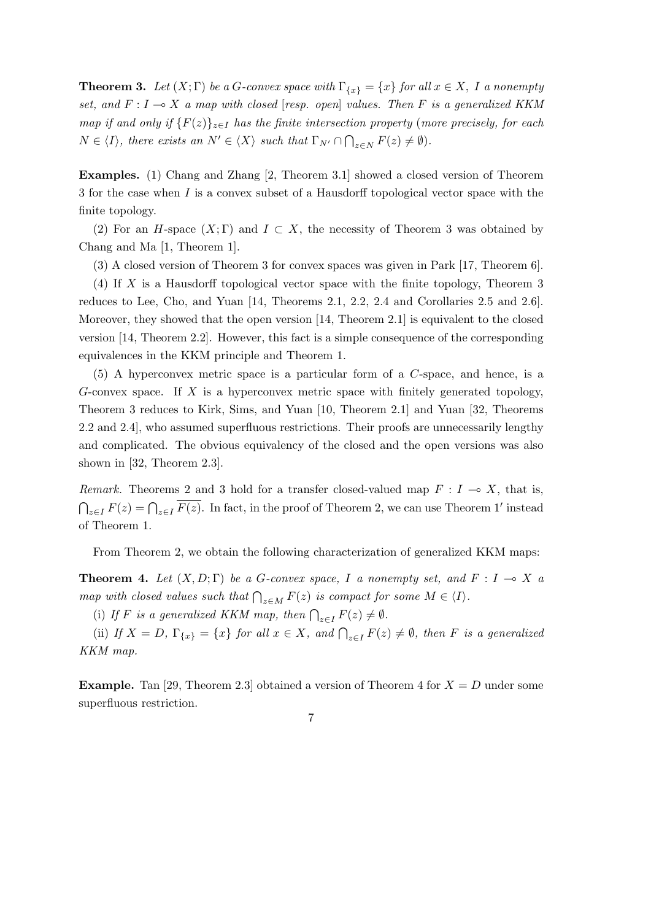**Theorem 3.** *Let $(X;\Gamma)$ be a $G$-convex space with $\Gamma_{\{x\}} = \{x\}$ for all $x \in X$, $I$ a nonempty set, and $F : I \multimap X$ a map with closed [resp. open] values. Then $F$ is a generalized KKM map if and only if $\{F(z)\}_{z \in I}$ has the finite intersection property (more precisely, for each $N \in \langle I \rangle$, there exists an $N' \in \langle X \rangle$ such that $\Gamma_{N'} \cap \bigcap_{z \in N} F(z) \neq \emptyset$).*

**Examples.** (1) Chang and Zhang [2, Theorem 3.1] showed a closed version of Theorem 3 for the case when $I$ is a convex subset of a Hausdorff topological vector space with the finite topology.

(2) For an $H$-space $(X;\Gamma)$ and $I \subset X$, the necessity of Theorem 3 was obtained by Chang and Ma [1, Theorem 1].

(3) A closed version of Theorem 3 for convex spaces was given in Park [17, Theorem 6].

(4) If $X$ is a Hausdorff topological vector space with the finite topology, Theorem 3 reduces to Lee, Cho, and Yuan [14, Theorems 2.1, 2.2, 2.4 and Corollaries 2.5 and 2.6]. Moreover, they showed that the open version [14, Theorem 2.1] is equivalent to the closed version [14, Theorem 2.2]. However, this fact is a simple consequence of the corresponding equivalences in the KKM principle and Theorem 1.

(5) A hyperconvex metric space is a particular form of a $C$-space, and hence, is a $G$-convex space. If $X$ is a hyperconvex metric space with finitely generated topology, Theorem 3 reduces to Kirk, Sims, and Yuan [10, Theorem 2.1] and Yuan [32, Theorems 2.2 and 2.4], who assumed superfluous restrictions. Their proofs are unnecessarily lengthy and complicated. The obvious equivalency of the closed and the open versions was also shown in [32, Theorem 2.3].

*Remark.* Theorems 2 and 3 hold for a transfer closed-valued map $F : I \multimap X$, that is, $\bigcap_{z \in I} F(z) = \bigcap_{z \in I} \overline{F(z)}$. In fact, in the proof of Theorem 2, we can use Theorem 1$'$ instead of Theorem 1.

From Theorem 2, we obtain the following characterization of generalized KKM maps:

**Theorem 4.** *Let $(X, D;\Gamma)$ be a $G$-convex space, $I$ a nonempty set, and $F : I \multimap X$ a map with closed values such that $\bigcap_{z \in M} F(z)$ is compact for some $M \in \langle I \rangle$.*

(i) *If $F$ is a generalized KKM map, then $\bigcap_{z \in I} F(z) \neq \emptyset$.*

(ii) *If $X = D$, $\Gamma_{\{x\}} = \{x\}$ for all $x \in X$, and $\bigcap_{z \in I} F(z) \neq \emptyset$, then $F$ is a generalized KKM map.*

**Example.** Tan [29, Theorem 2.3] obtained a version of Theorem 4 for $X = D$ under some superfluous restriction.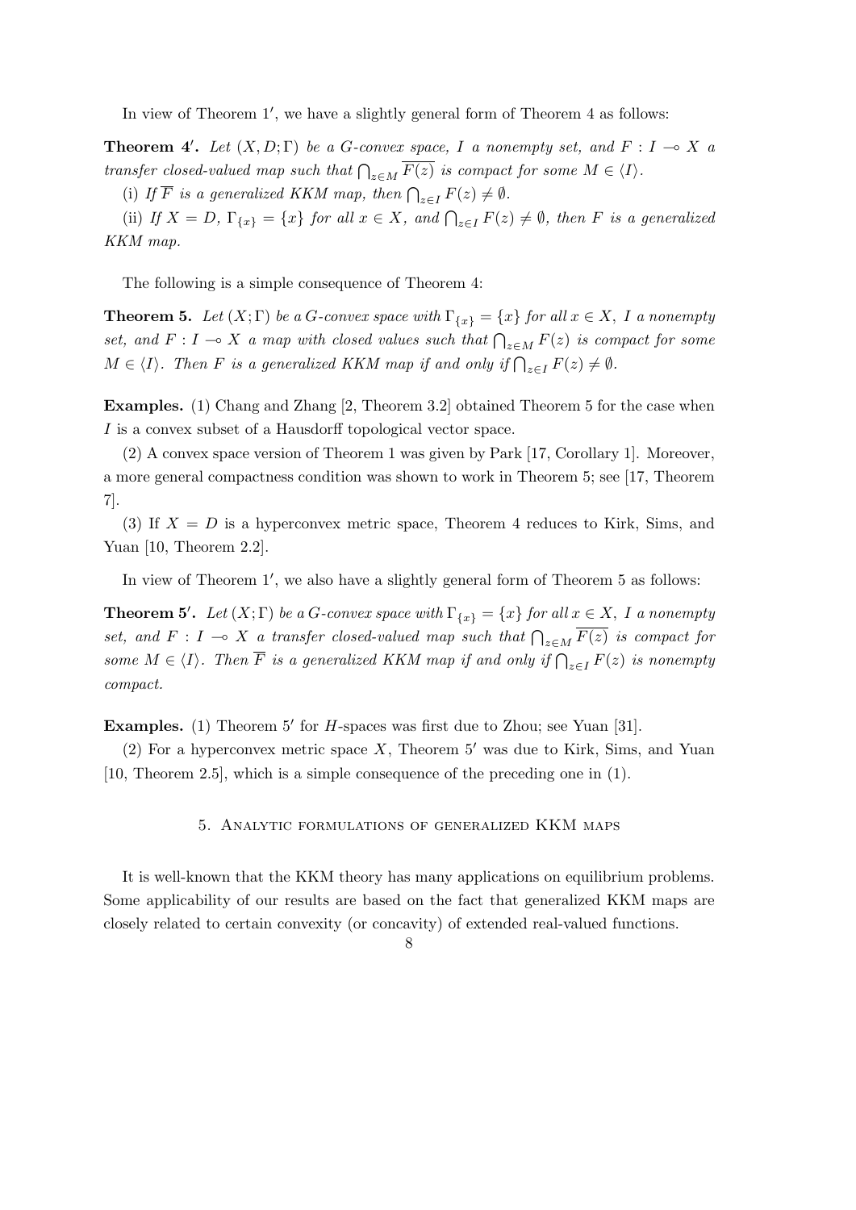In view of Theorem $1'$, we have a slightly general form of Theorem 4 as follows:

**Theorem $4'$.** *Let $(X, D; \Gamma)$ be a $G$-convex space, $I$ a nonempty set, and $F : I \multimap X$ a transfer closed-valued map such that $\bigcap_{z \in M} \overline{F(z)}$ is compact for some $M \in \langle I \rangle$.*

(i) *If $\overline{F}$ is a generalized KKM map, then $\bigcap_{z \in I} F(z) \neq \emptyset$.*

(ii) *If $X = D$, $\Gamma_{\{x\}} = \{x\}$ for all $x \in X$, and $\bigcap_{z \in I} F(z) \neq \emptyset$, then $F$ is a generalized KKM map.*

The following is a simple consequence of Theorem 4:

**Theorem 5.** *Let $(X; \Gamma)$ be a $G$-convex space with $\Gamma_{\{x\}} = \{x\}$ for all $x \in X$, $I$ a nonempty set, and $F : I \multimap X$ a map with closed values such that $\bigcap_{z \in M} F(z)$ is compact for some $M \in \langle I \rangle$. Then $F$ is a generalized KKM map if and only if $\bigcap_{z \in I} F(z) \neq \emptyset$.*

**Examples.** (1) Chang and Zhang [2, Theorem 3.2] obtained Theorem 5 for the case when $I$ is a convex subset of a Hausdorff topological vector space.

(2) A convex space version of Theorem 1 was given by Park [17, Corollary 1]. Moreover, a more general compactness condition was shown to work in Theorem 5; see [17, Theorem 7].

(3) If $X = D$ is a hyperconvex metric space, Theorem 4 reduces to Kirk, Sims, and Yuan [10, Theorem 2.2].

In view of Theorem $1'$, we also have a slightly general form of Theorem 5 as follows:

**Theorem $5'$.** *Let $(X; \Gamma)$ be a $G$-convex space with $\Gamma_{\{x\}} = \{x\}$ for all $x \in X$, $I$ a nonempty set, and $F : I \multimap X$ a transfer closed-valued map such that $\bigcap_{z \in M} \overline{F(z)}$ is compact for some $M \in \langle I \rangle$. Then $\overline{F}$ is a generalized KKM map if and only if $\bigcap_{z \in I} F(z)$ is nonempty compact.*

**Examples.** (1) Theorem $5'$ for $H$-spaces was first due to Zhou; see Yuan [31].

(2) For a hyperconvex metric space $X$, Theorem $5'$ was due to Kirk, Sims, and Yuan [10, Theorem 2.5], which is a simple consequence of the preceding one in (1).

## 5. Analytic formulations of generalized KKM maps

It is well-known that the KKM theory has many applications on equilibrium problems. Some applicability of our results are based on the fact that generalized KKM maps are closely related to certain convexity (or concavity) of extended real-valued functions.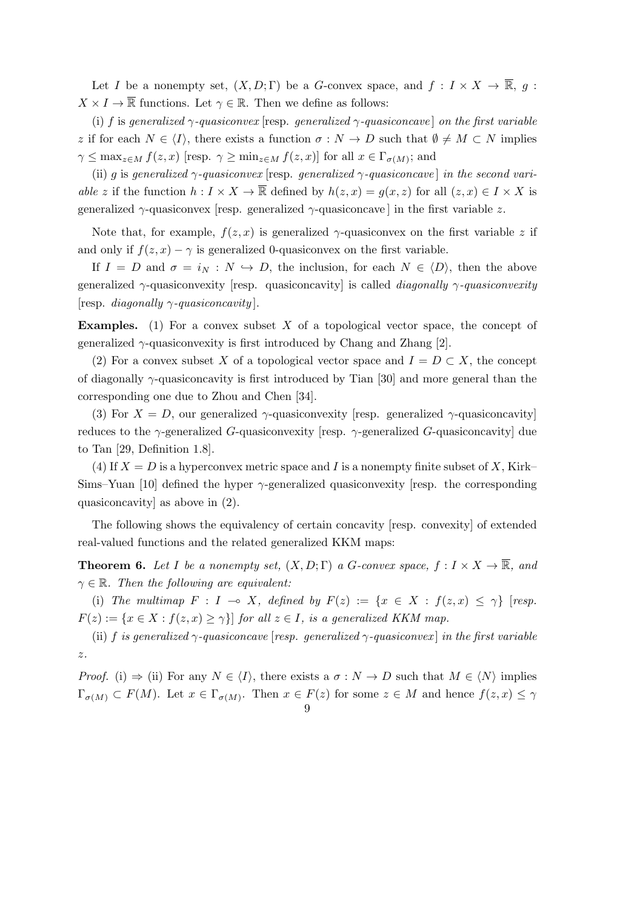Let $I$ be a nonempty set, $(X, D; \Gamma)$ be a $G$-convex space, and $f : I \times X \to \overline{\mathbb{R}}$, $g : X \times I \to \overline{\mathbb{R}}$ functions. Let $\gamma \in \mathbb{R}$. Then we define as follows:

(i) $f$ is *generalized $\gamma$-quasiconvex* [resp. *generalized $\gamma$-quasiconcave*] *on the first variable* $z$ if for each $N \in \langle I \rangle$, there exists a function $\sigma : N \to D$ such that $\emptyset \neq M \subset N$ implies $\gamma \leq \max_{z \in M} f(z, x)$ [resp. $\gamma \geq \min_{z \in M} f(z, x)$] for all $x \in \Gamma_{\sigma(M)}$; and

(ii) $g$ is *generalized $\gamma$-quasiconvex* [resp. *generalized $\gamma$-quasiconcave*] *in the second variable* $z$ if the function $h : I \times X \to \overline{\mathbb{R}}$ defined by $h(z, x) = g(x, z)$ for all $(z, x) \in I \times X$ is generalized $\gamma$-quasiconvex [resp. generalized $\gamma$-quasiconcave] in the first variable $z$.

Note that, for example, $f(z, x)$ is generalized $\gamma$-quasiconvex on the first variable $z$ if and only if $f(z, x) - \gamma$ is generalized 0-quasiconvex on the first variable.

If $I = D$ and $\sigma = i_N : N \hookrightarrow D$, the inclusion, for each $N \in \langle D \rangle$, then the above generalized $\gamma$-quasiconvexity [resp. quasiconcavity] is called *diagonally $\gamma$-quasiconvexity* [resp. *diagonally $\gamma$-quasiconcavity*].

**Examples.** (1) For a convex subset $X$ of a topological vector space, the concept of generalized $\gamma$-quasiconvexity is first introduced by Chang and Zhang [2].

(2) For a convex subset $X$ of a topological vector space and $I = D \subset X$, the concept of diagonally $\gamma$-quasiconcavity is first introduced by Tian [30] and more general than the corresponding one due to Zhou and Chen [34].

(3) For $X = D$, our generalized $\gamma$-quasiconvexity [resp. generalized $\gamma$-quasiconcavity] reduces to the $\gamma$-generalized $G$-quasiconvexity [resp. $\gamma$-generalized $G$-quasiconcavity] due to Tan [29, Definition 1.8].

(4) If $X = D$ is a hyperconvex metric space and $I$ is a nonempty finite subset of $X$, Kirk–Sims–Yuan [10] defined the hyper $\gamma$-generalized quasiconvexity [resp. the corresponding quasiconcavity] as above in (2).

The following shows the equivalency of certain concavity [resp. convexity] of extended real-valued functions and the related generalized KKM maps:

**Theorem 6.** *Let $I$ be a nonempty set, $(X, D; \Gamma)$ a $G$-convex space, $f : I \times X \to \overline{\mathbb{R}}$, and $\gamma \in \mathbb{R}$. Then the following are equivalent:*

(i) *The multimap $F : I \multimap X$, defined by $F(z) := \{x \in X : f(z, x) \leq \gamma\}$ [resp. $F(z) := \{x \in X : f(z, x) \geq \gamma\}$] for all $z \in I$, is a generalized KKM map.*

(ii) *$f$ is generalized $\gamma$-quasiconcave [resp. generalized $\gamma$-quasiconvex] in the first variable $z$.*

*Proof.* (i) $\Rightarrow$ (ii) For any $N \in \langle I \rangle$, there exists a $\sigma : N \to D$ such that $M \in \langle N \rangle$ implies $\Gamma_{\sigma(M)} \subset F(M)$. Let $x \in \Gamma_{\sigma(M)}$. Then $x \in F(z)$ for some $z \in M$ and hence $f(z, x) \leq \gamma$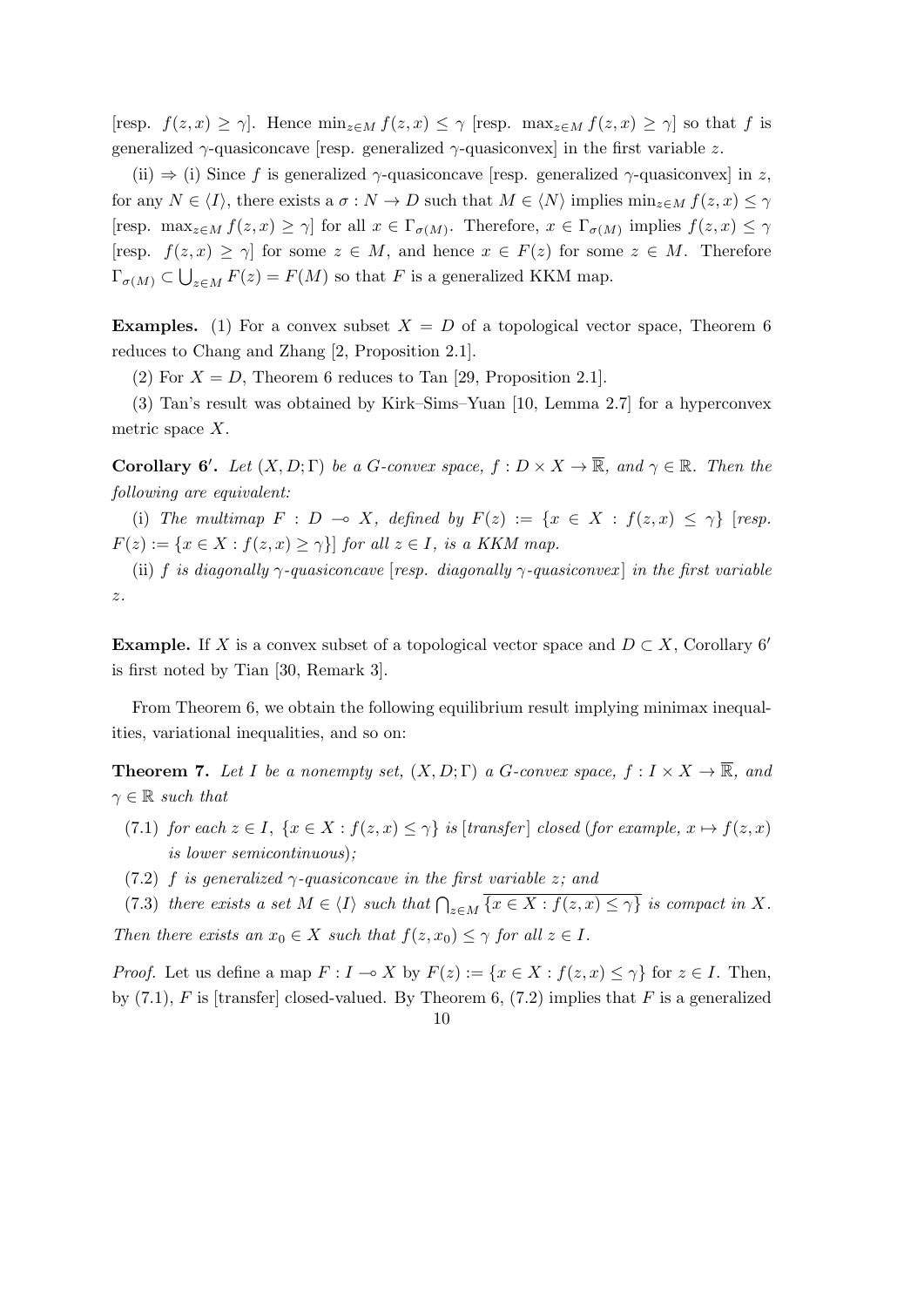[resp. $f(z,x) \geq \gamma$]. Hence $\min_{z \in M} f(z,x) \leq \gamma$ [resp. $\max_{z \in M} f(z,x) \geq \gamma$] so that $f$ is generalized $\gamma$-quasiconcave [resp. generalized $\gamma$-quasiconvex] in the first variable $z$.

(ii) $\Rightarrow$ (i) Since $f$ is generalized $\gamma$-quasiconcave [resp. generalized $\gamma$-quasiconvex] in $z$, for any $N \in \langle I \rangle$, there exists a $\sigma : N \to D$ such that $M \in \langle N \rangle$ implies $\min_{z \in M} f(z,x) \leq \gamma$ [resp. $\max_{z \in M} f(z,x) \geq \gamma$] for all $x \in \Gamma_{\sigma(M)}$. Therefore, $x \in \Gamma_{\sigma(M)}$ implies $f(z,x) \leq \gamma$ [resp. $f(z,x) \geq \gamma$] for some $z \in M$, and hence $x \in F(z)$ for some $z \in M$. Therefore $\Gamma_{\sigma(M)} \subset \bigcup_{z \in M} F(z) = F(M)$ so that $F$ is a generalized KKM map.

**Examples.** (1) For a convex subset $X = D$ of a topological vector space, Theorem 6 reduces to Chang and Zhang [2, Proposition 2.1].

(2) For $X = D$, Theorem 6 reduces to Tan [29, Proposition 2.1].

(3) Tan's result was obtained by Kirk–Sims–Yuan [10, Lemma 2.7] for a hyperconvex metric space $X$.

**Corollary 6′.** *Let $(X, D; \Gamma)$ be a G-convex space, $f : D \times X \to \overline{\mathbb{R}}$, and $\gamma \in \mathbb{R}$. Then the following are equivalent:*

(i) *The multimap $F : D \multimap X$, defined by $F(z) := \{x \in X : f(z,x) \leq \gamma\}$ [resp. $F(z) := \{x \in X : f(z,x) \geq \gamma\}$] for all $z \in I$, is a KKM map.*

(ii) *$f$ is diagonally $\gamma$-quasiconcave [resp. diagonally $\gamma$-quasiconvex] in the first variable $z$.*

**Example.** If $X$ is a convex subset of a topological vector space and $D \subset X$, Corollary 6′ is first noted by Tian [30, Remark 3].

From Theorem 6, we obtain the following equilibrium result implying minimax inequalities, variational inequalities, and so on:

**Theorem 7.** *Let $I$ be a nonempty set, $(X, D; \Gamma)$ a G-convex space, $f : I \times X \to \overline{\mathbb{R}}$, and $\gamma \in \mathbb{R}$ such that*

- (7.1) *for each $z \in I$, $\{x \in X : f(z,x) \leq \gamma\}$ is [transfer] closed (for example, $x \mapsto f(z,x)$ is lower semicontinuous);*
- (7.2) *$f$ is generalized $\gamma$-quasiconcave in the first variable $z$; and*
- (7.3) *there exists a set $M \in \langle I \rangle$ such that $\bigcap_{z \in M} \overline{\{x \in X : f(z,x) \leq \gamma\}}$ is compact in $X$.*

*Then there exists an $x_0 \in X$ such that $f(z, x_0) \leq \gamma$ for all $z \in I$.*

*Proof.* Let us define a map $F : I \multimap X$ by $F(z) := \{x \in X : f(z,x) \leq \gamma\}$ for $z \in I$. Then, by (7.1), $F$ is [transfer] closed-valued. By Theorem 6, (7.2) implies that $F$ is a generalized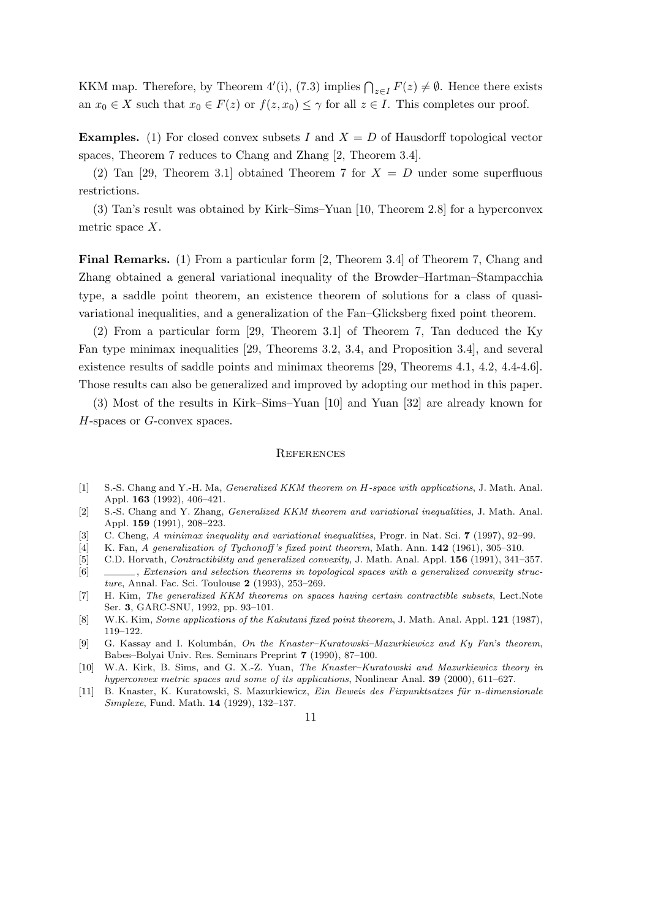KKM map. Therefore, by Theorem 4′(i), (7.3) implies $\bigcap_{z\in I} F(z) \neq \emptyset$. Hence there exists an $x_0 \in X$ such that $x_0 \in F(z)$ or $f(z, x_0) \leq \gamma$ for all $z \in I$. This completes our proof.

**Examples.** (1) For closed convex subsets $I$ and $X = D$ of Hausdorff topological vector spaces, Theorem 7 reduces to Chang and Zhang [2, Theorem 3.4].

(2) Tan [29, Theorem 3.1] obtained Theorem 7 for $X = D$ under some superfluous restrictions.

(3) Tan's result was obtained by Kirk–Sims–Yuan [10, Theorem 2.8] for a hyperconvex metric space $X$.

**Final Remarks.** (1) From a particular form [2, Theorem 3.4] of Theorem 7, Chang and Zhang obtained a general variational inequality of the Browder–Hartman–Stampacchia type, a saddle point theorem, an existence theorem of solutions for a class of quasi-variational inequalities, and a generalization of the Fan–Glicksberg fixed point theorem.

(2) From a particular form [29, Theorem 3.1] of Theorem 7, Tan deduced the Ky Fan type minimax inequalities [29, Theorems 3.2, 3.4, and Proposition 3.4], and several existence results of saddle points and minimax theorems [29, Theorems 4.1, 4.2, 4.4-4.6]. Those results can also be generalized and improved by adopting our method in this paper.

(3) Most of the results in Kirk–Sims–Yuan [10] and Yuan [32] are already known for $H$-spaces or $G$-convex spaces.

## References

[1] S.-S. Chang and Y.-H. Ma, *Generalized KKM theorem on H-space with applications*, J. Math. Anal. Appl. **163** (1992), 406–421.

[2] S.-S. Chang and Y. Zhang, *Generalized KKM theorem and variational inequalities*, J. Math. Anal. Appl. **159** (1991), 208–223.

[3] C. Cheng, *A minimax inequality and variational inequalities*, Progr. in Nat. Sci. **7** (1997), 92–99.

[4] K. Fan, *A generalization of Tychonoff's fixed point theorem*, Math. Ann. **142** (1961), 305–310.

[5] C.D. Horvath, *Contractibility and generalized convexity*, J. Math. Anal. Appl. **156** (1991), 341–357.

[6] ______, *Extension and selection theorems in topological spaces with a generalized convexity structure*, Annal. Fac. Sci. Toulouse **2** (1993), 253–269.

[7] H. Kim, *The generalized KKM theorems on spaces having certain contractible subsets*, Lect.Note Ser. **3**, GARC-SNU, 1992, pp. 93–101.

[8] W.K. Kim, *Some applications of the Kakutani fixed point theorem*, J. Math. Anal. Appl. **121** (1987), 119–122.

[9] G. Kassay and I. Kolumbán, *On the Knaster–Kuratowski–Mazurkiewicz and Ky Fan's theorem*, Babes–Bolyai Univ. Res. Seminars Preprint **7** (1990), 87–100.

[10] W.A. Kirk, B. Sims, and G. X.-Z. Yuan, *The Knaster–Kuratowski and Mazurkiewicz theory in hyperconvex metric spaces and some of its applications*, Nonlinear Anal. **39** (2000), 611–627.

[11] B. Knaster, K. Kuratowski, S. Mazurkiewicz, *Ein Beweis des Fixpunktsatzes für n-dimensionale Simplexe*, Fund. Math. **14** (1929), 132–137.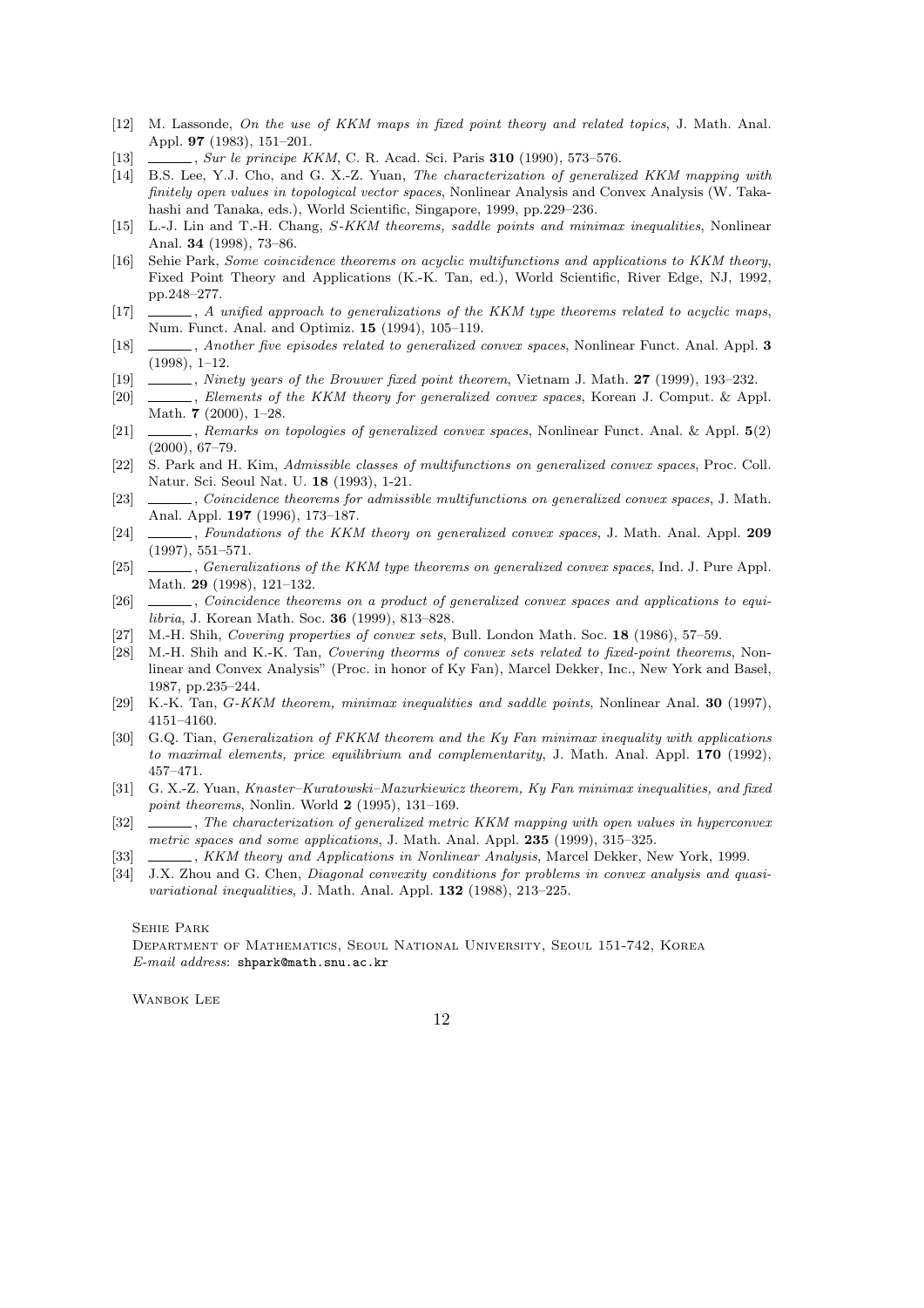[12] M. Lassonde, *On the use of KKM maps in fixed point theory and related topics*, J. Math. Anal. Appl. **97** (1983), 151–201.

[13] ______, *Sur le principe KKM*, C. R. Acad. Sci. Paris **310** (1990), 573–576.

[14] B.S. Lee, Y.J. Cho, and G. X.-Z. Yuan, *The characterization of generalized KKM mapping with finitely open values in topological vector spaces*, Nonlinear Analysis and Convex Analysis (W. Takahashi and Tanaka, eds.), World Scientific, Singapore, 1999, pp.229–236.

[15] L.-J. Lin and T.-H. Chang, *S-KKM theorems, saddle points and minimax inequalities*, Nonlinear Anal. **34** (1998), 73–86.

[16] Sehie Park, *Some coincidence theorems on acyclic multifunctions and applications to KKM theory*, Fixed Point Theory and Applications (K.-K. Tan, ed.), World Scientific, River Edge, NJ, 1992, pp.248–277.

[17] ______, *A unified approach to generalizations of the KKM type theorems related to acyclic maps*, Num. Funct. Anal. and Optimiz. **15** (1994), 105–119.

[18] ______, *Another five episodes related to generalized convex spaces*, Nonlinear Funct. Anal. Appl. **3** (1998), 1–12.

[19] ______, *Ninety years of the Brouwer fixed point theorem*, Vietnam J. Math. **27** (1999), 193–232.

[20] ______, *Elements of the KKM theory for generalized convex spaces*, Korean J. Comput. & Appl. Math. **7** (2000), 1–28.

[21] ______, *Remarks on topologies of generalized convex spaces*, Nonlinear Funct. Anal. & Appl. **5**(2) (2000), 67–79.

[22] S. Park and H. Kim, *Admissible classes of multifunctions on generalized convex spaces*, Proc. Coll. Natur. Sci. Seoul Nat. U. **18** (1993), 1-21.

[23] ______, *Coincidence theorems for admissible multifunctions on generalized convex spaces*, J. Math. Anal. Appl. **197** (1996), 173–187.

[24] ______, *Foundations of the KKM theory on generalized convex spaces*, J. Math. Anal. Appl. **209** (1997), 551–571.

[25] ______, *Generalizations of the KKM type theorems on generalized convex spaces*, Ind. J. Pure Appl. Math. **29** (1998), 121–132.

[26] ______, *Coincidence theorems on a product of generalized convex spaces and applications to equilibria*, J. Korean Math. Soc. **36** (1999), 813–828.

[27] M.-H. Shih, *Covering properties of convex sets*, Bull. London Math. Soc. **18** (1986), 57–59.

[28] M.-H. Shih and K.-K. Tan, *Covering theorms of convex sets related to fixed-point theorems*, Nonlinear and Convex Analysis" (Proc. in honor of Ky Fan), Marcel Dekker, Inc., New York and Basel, 1987, pp.235–244.

[29] K.-K. Tan, *G-KKM theorem, minimax inequalities and saddle points*, Nonlinear Anal. **30** (1997), 4151–4160.

[30] G.Q. Tian, *Generalization of FKKM theorem and the Ky Fan minimax inequality with applications to maximal elements, price equilibrium and complementarity*, J. Math. Anal. Appl. **170** (1992), 457–471.

[31] G. X.-Z. Yuan, *Knaster–Kuratowski–Mazurkiewicz theorem, Ky Fan minimax inequalities, and fixed point theorems*, Nonlin. World **2** (1995), 131–169.

[32] ______, *The characterization of generalized metric KKM mapping with open values in hyperconvex metric spaces and some applications*, J. Math. Anal. Appl. **235** (1999), 315–325.

[33] ______, *KKM theory and Applications in Nonlinear Analysis*, Marcel Dekker, New York, 1999.

[34] J.X. Zhou and G. Chen, *Diagonal convexity conditions for problems in convex analysis and quasi-variational inequalities*, J. Math. Anal. Appl. **132** (1988), 213–225.

Sehie Park

Department of Mathematics, Seoul National University, Seoul 151-742, Korea

*E-mail address*: `shpark@math.snu.ac.kr`

Wanbok Lee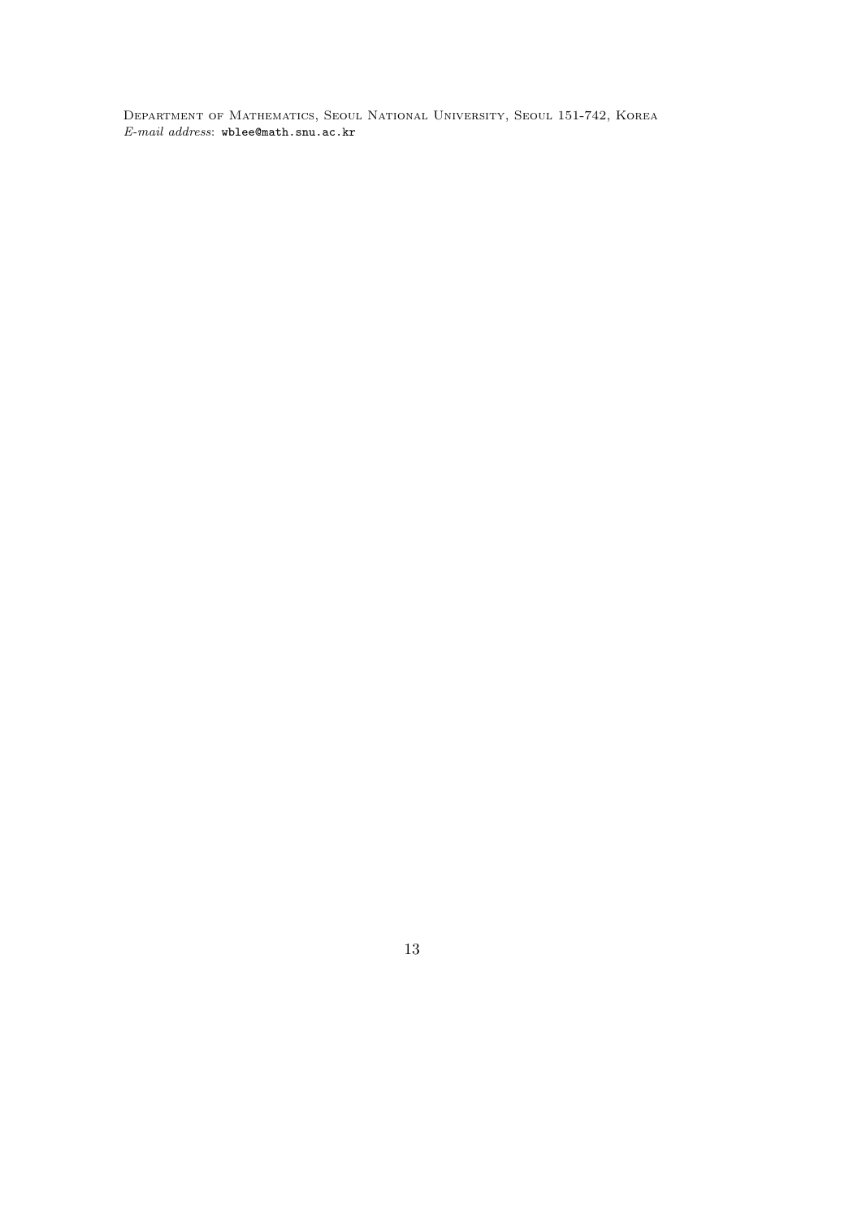Department of Mathematics, Seoul National University, Seoul 151-742, Korea
*E-mail address*: wblee@math.snu.ac.kr